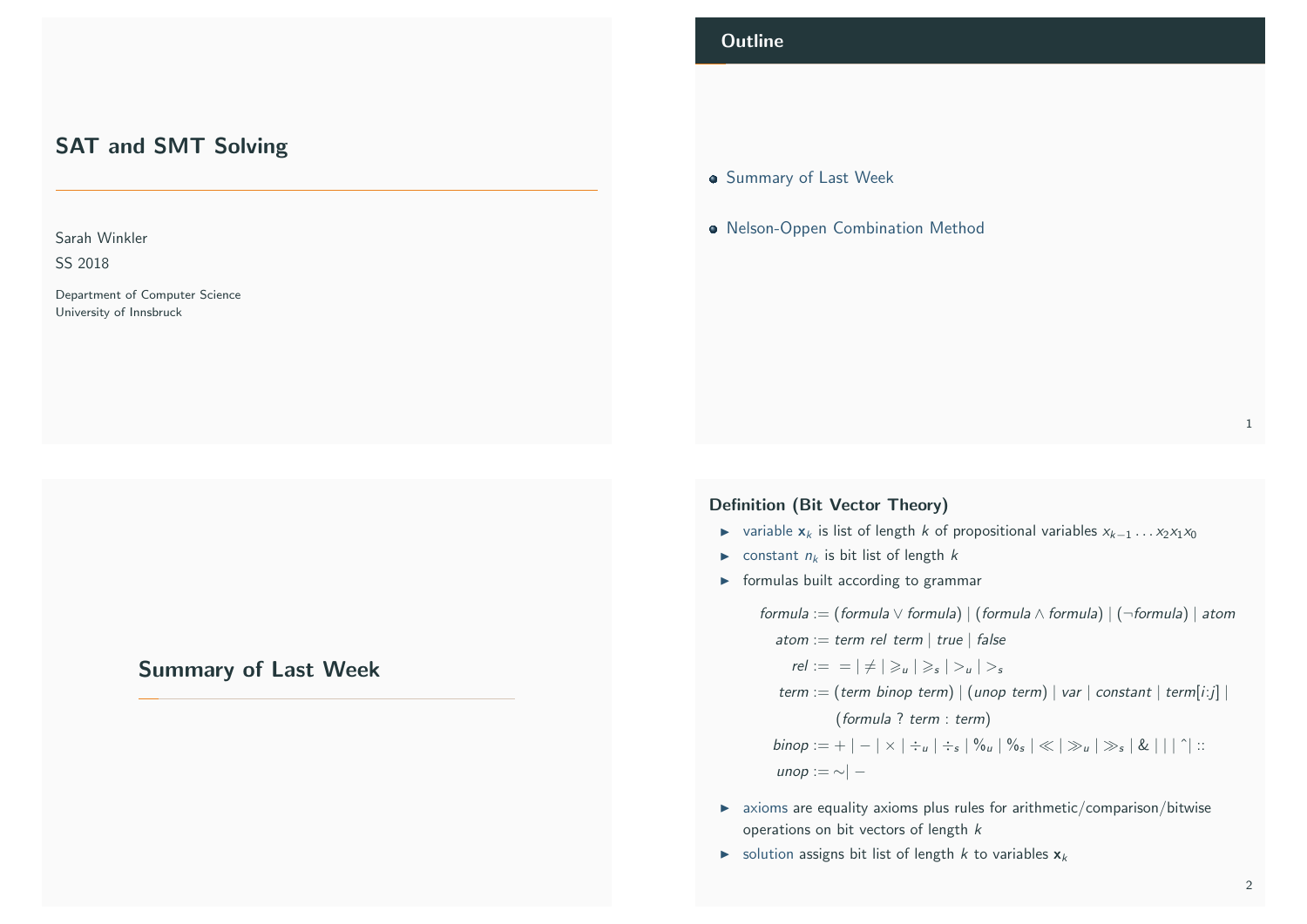# SAT and SMT Solving

Sarah Winkler

SS 2018

Department of Computer Science
University of Innsbruck

## Outline

- Summary of Last Week
- Nelson-Oppen Combination Method

## Summary of Last Week

### Definition (Bit Vector Theory)

- variable $\mathbf{x}_k$ is list of length $k$ of propositional variables $x_{k-1} \dots x_2 x_1 x_0$
- constant $n_k$ is bit list of length $k$
- formulas built according to grammar

$$
\begin{aligned}
\mathit{formula} &:= (\mathit{formula} \vee \mathit{formula}) \mid (\mathit{formula} \wedge \mathit{formula}) \mid (\neg \mathit{formula}) \mid \mathit{atom} \\
\mathit{atom} &:= \mathit{term}\ \mathit{rel}\ \mathit{term} \mid \mathit{true} \mid \mathit{false} \\
\mathit{rel} &:= \ = \mid \neq \mid \geqslant_u \mid \geqslant_s \mid >_u \mid >_s \\
\mathit{term} &:= (\mathit{term}\ \mathit{binop}\ \mathit{term}) \mid (\mathit{unop}\ \mathit{term}) \mid \mathit{var} \mid \mathit{constant} \mid \mathit{term}[i{:}j] \mid \\
&\qquad (\mathit{formula}\ ?\ \mathit{term} : \mathit{term}) \\
\mathit{binop} &:= + \mid - \mid \times \mid \div_u \mid \div_s \mid \%_u \mid \%_s \mid \ll \mid \gg_u \mid \gg_s \mid \& \mid | \mid \hat{}\, \mid :: \\
\mathit{unop} &:= \sim \mid -
\end{aligned}
$$

- axioms are equality axioms plus rules for arithmetic/comparison/bitwise operations on bit vectors of length $k$
- solution assigns bit list of length $k$ to variables $\mathbf{x}_k$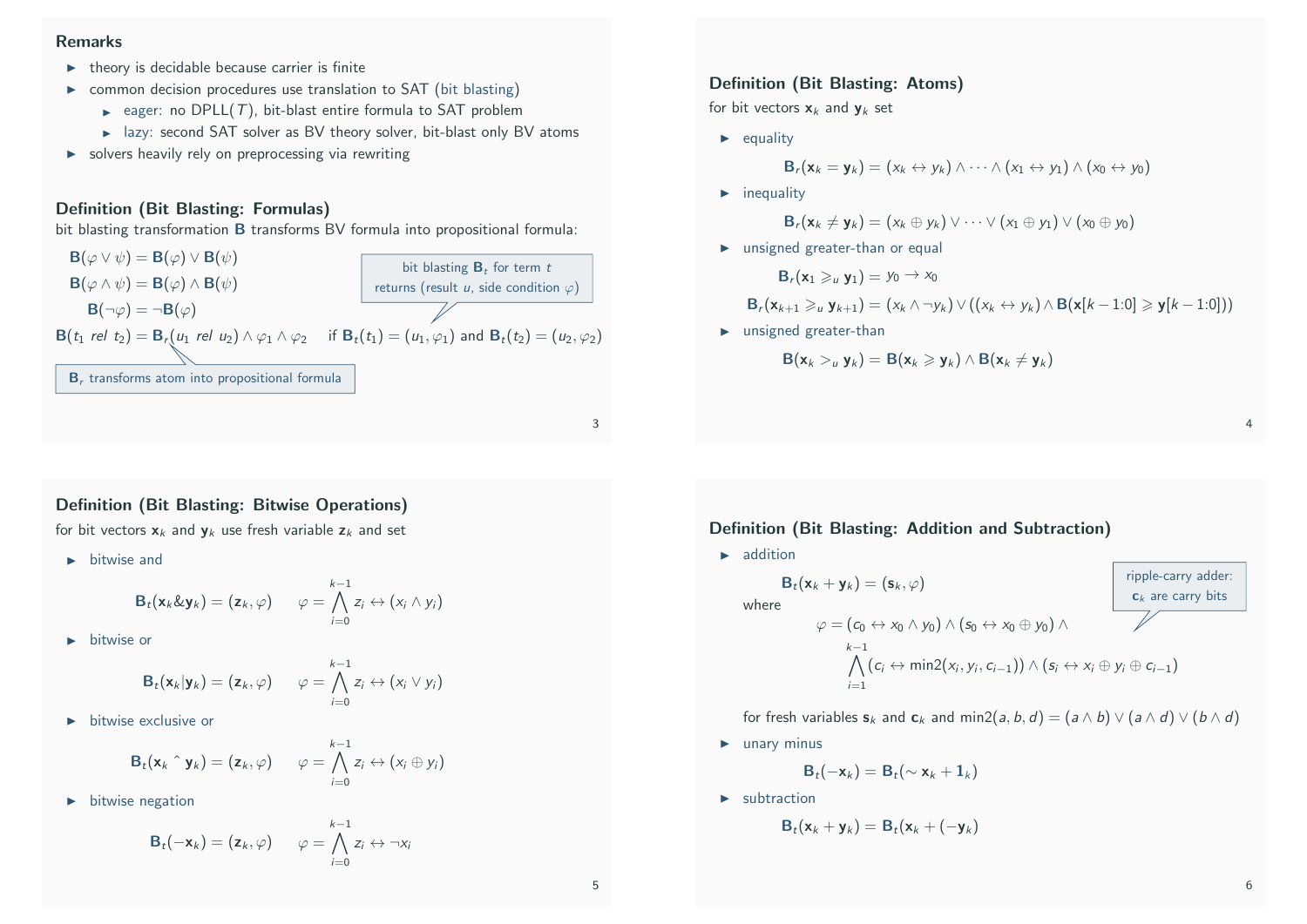## Remarks

- theory is decidable because carrier is finite
- common decision procedures use translation to SAT (bit blasting)
  - eager: no DPLL($T$), bit-blast entire formula to SAT problem
  - lazy: second SAT solver as BV theory solver, bit-blast only BV atoms
- solvers heavily rely on preprocessing via rewriting

## Definition (Bit Blasting: Formulas)

bit blasting transformation $\mathbf{B}$ transforms BV formula into propositional formula:

$$\mathbf{B}(\varphi \vee \psi) = \mathbf{B}(\varphi) \vee \mathbf{B}(\psi)$$

$$\mathbf{B}(\varphi \wedge \psi) = \mathbf{B}(\varphi) \wedge \mathbf{B}(\psi)$$

$$\mathbf{B}(\neg\varphi) = \neg\mathbf{B}(\varphi)$$

$$\mathbf{B}(t_1 \ rel \ t_2) = \mathbf{B}_r(u_1 \ rel \ u_2) \wedge \varphi_1 \wedge \varphi_2 \quad \text{if } \mathbf{B}_t(t_1) = (u_1, \varphi_1) \text{ and } \mathbf{B}_t(t_2) = (u_2, \varphi_2)$$

bit blasting $\mathbf{B}_t$ for term $t$ returns (result $u$, side condition $\varphi$)

$\mathbf{B}_r$ transforms atom into propositional formula

## Definition (Bit Blasting: Atoms)

for bit vectors $\mathbf{x}_k$ and $\mathbf{y}_k$ set

- equality

$$\mathbf{B}_r(\mathbf{x}_k = \mathbf{y}_k) = (x_k \leftrightarrow y_k) \wedge \cdots \wedge (x_1 \leftrightarrow y_1) \wedge (x_0 \leftrightarrow y_0)$$

- inequality

$$\mathbf{B}_r(\mathbf{x}_k \neq \mathbf{y}_k) = (x_k \oplus y_k) \vee \cdots \vee (x_1 \oplus y_1) \vee (x_0 \oplus y_0)$$

- unsigned greater-than or equal

$$\mathbf{B}_r(\mathbf{x}_1 \geqslant_u \mathbf{y}_1) = y_0 \rightarrow x_0$$

$$\mathbf{B}_r(\mathbf{x}_{k+1} \geqslant_u \mathbf{y}_{k+1}) = (x_k \wedge \neg y_k) \vee ((x_k \leftrightarrow y_k) \wedge \mathbf{B}(\mathbf{x}[k-1{:}0] \geqslant \mathbf{y}[k-1{:}0]))$$

- unsigned greater-than

$$\mathbf{B}(\mathbf{x}_k >_u \mathbf{y}_k) = \mathbf{B}(\mathbf{x}_k \geqslant \mathbf{y}_k) \wedge \mathbf{B}(\mathbf{x}_k \neq \mathbf{y}_k)$$

## Definition (Bit Blasting: Bitwise Operations)

for bit vectors $\mathbf{x}_k$ and $\mathbf{y}_k$ use fresh variable $\mathbf{z}_k$ and set

- bitwise and

$$\mathbf{B}_t(\mathbf{x}_k \& \mathbf{y}_k) = (\mathbf{z}_k, \varphi) \qquad \varphi = \bigwedge_{i=0}^{k-1} z_i \leftrightarrow (x_i \wedge y_i)$$

- bitwise or

$$\mathbf{B}_t(\mathbf{x}_k | \mathbf{y}_k) = (\mathbf{z}_k, \varphi) \qquad \varphi = \bigwedge_{i=0}^{k-1} z_i \leftrightarrow (x_i \vee y_i)$$

- bitwise exclusive or

$$\mathbf{B}_t(\mathbf{x}_k \mathbin{\hat{}} \mathbf{y}_k) = (\mathbf{z}_k, \varphi) \qquad \varphi = \bigwedge_{i=0}^{k-1} z_i \leftrightarrow (x_i \oplus y_i)$$

- bitwise negation

$$\mathbf{B}_t(-\mathbf{x}_k) = (\mathbf{z}_k, \varphi) \qquad \varphi = \bigwedge_{i=0}^{k-1} z_i \leftrightarrow \neg x_i$$

## Definition (Bit Blasting: Addition and Subtraction)

- addition

$$\mathbf{B}_t(\mathbf{x}_k + \mathbf{y}_k) = (\mathbf{s}_k, \varphi)$$

where

$$\varphi = (c_0 \leftrightarrow x_0 \wedge y_0) \wedge (s_0 \leftrightarrow x_0 \oplus y_0) \wedge \bigwedge_{i=1}^{k-1} (c_i \leftrightarrow \min2(x_i, y_i, c_{i-1})) \wedge (s_i \leftrightarrow x_i \oplus y_i \oplus c_{i-1})$$

ripple-carry adder: $\mathbf{c}_k$ are carry bits

for fresh variables $\mathbf{s}_k$ and $\mathbf{c}_k$ and $\min2(a, b, d) = (a \wedge b) \vee (a \wedge d) \vee (b \wedge d)$

- unary minus

$$\mathbf{B}_t(-\mathbf{x}_k) = \mathbf{B}_t(\sim \mathbf{x}_k + \mathbf{1}_k)$$

- subtraction

$$\mathbf{B}_t(\mathbf{x}_k + \mathbf{y}_k) = \mathbf{B}_t(\mathbf{x}_k + (-\mathbf{y}_k))$$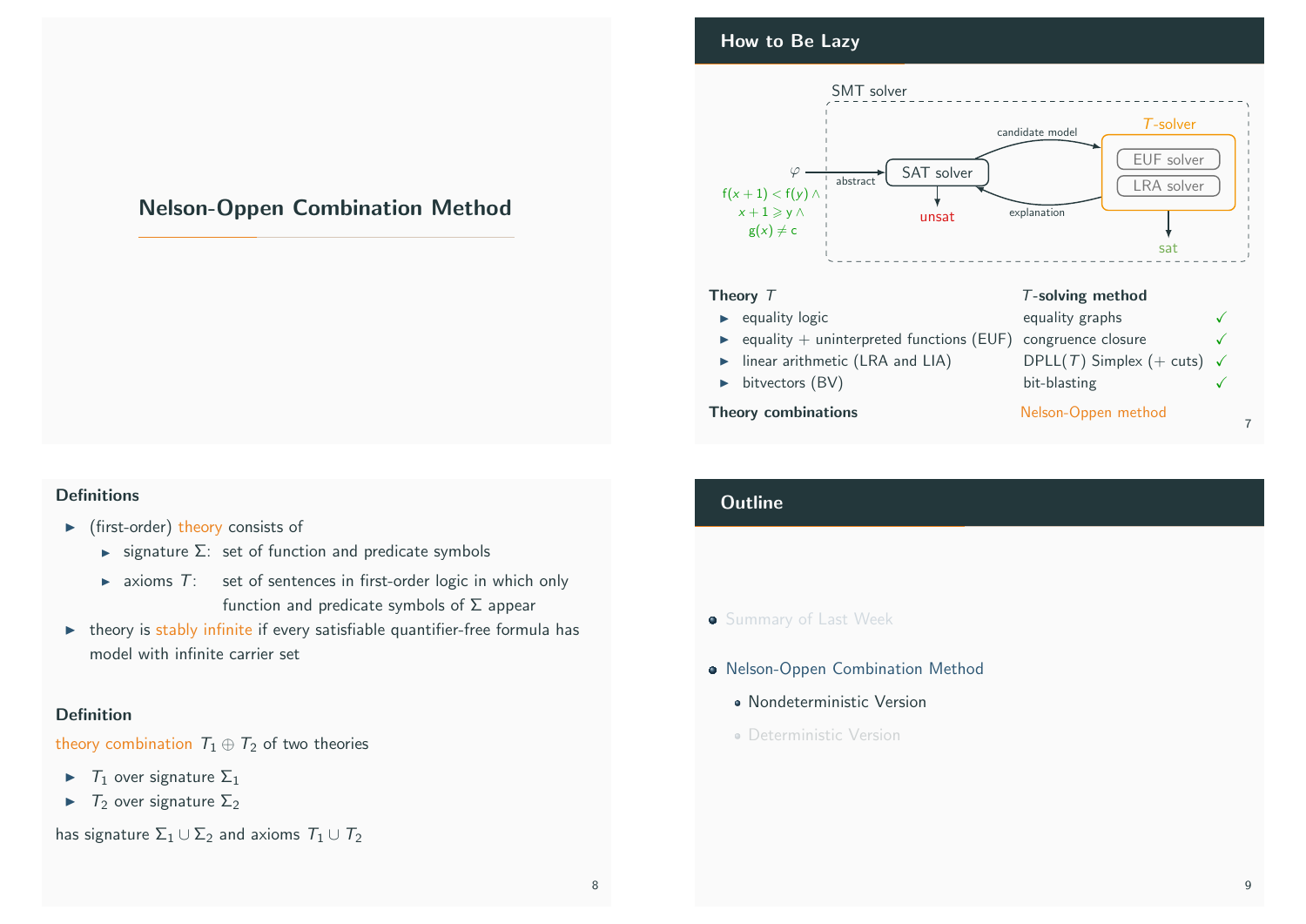# Nelson-Oppen Combination Method

## How to Be Lazy

SMT solver

$\varphi$ → abstract → SAT solver → unsat

SAT solver → candidate model → $T$-solver (EUF solver, LRA solver) → sat

$T$-solver → explanation → SAT solver

$f(x+1) < f(y) \wedge$
$x + 1 \geqslant y \wedge$
$g(x) \neq c$

| Theory $T$ | $T$-solving method | |
|---|---|---|
| ▸ equality logic | equality graphs | ✓ |
| ▸ equality + uninterpreted functions (EUF) | congruence closure | ✓ |
| ▸ linear arithmetic (LRA and LIA) | DPLL($T$) Simplex (+ cuts) | ✓ |
| ▸ bitvectors (BV) | bit-blasting | ✓ |
| **Theory combinations** | Nelson-Oppen method | |

### Definitions

- (first-order) theory consists of
  - signature $\Sigma$: set of function and predicate symbols
  - axioms $T$: set of sentences in first-order logic in which only function and predicate symbols of $\Sigma$ appear
- theory is stably infinite if every satisfiable quantifier-free formula has model with infinite carrier set

### Definition

theory combination $T_1 \oplus T_2$ of two theories

- $T_1$ over signature $\Sigma_1$
- $T_2$ over signature $\Sigma_2$

has signature $\Sigma_1 \cup \Sigma_2$ and axioms $T_1 \cup T_2$

## Outline

- Summary of Last Week
- Nelson-Oppen Combination Method
  - Nondeterministic Version
  - Deterministic Version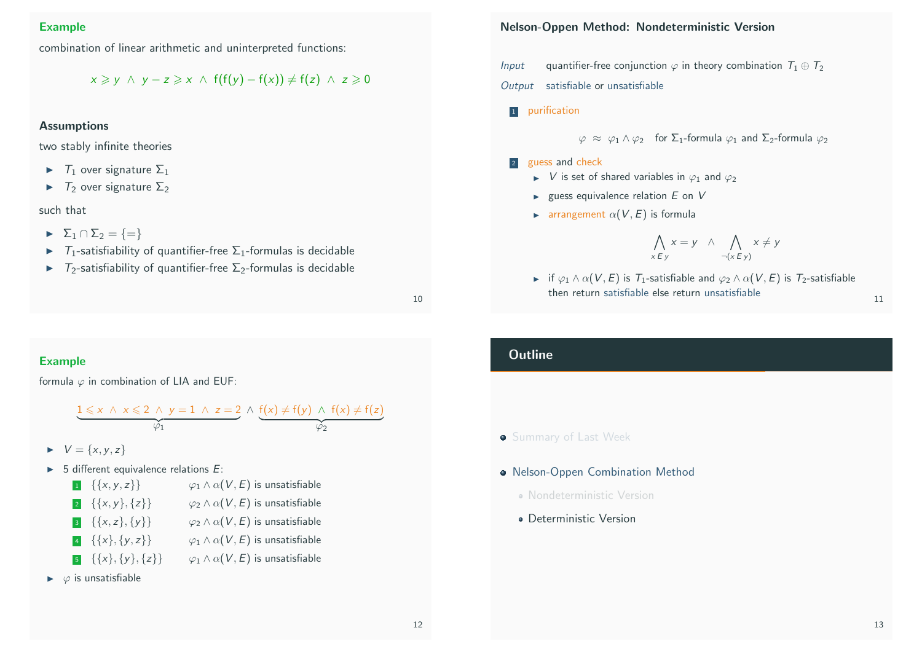## Example

combination of linear arithmetic and uninterpreted functions:

$$x \geqslant y \;\wedge\; y - z \geqslant x \;\wedge\; \mathsf{f}(\mathsf{f}(y) - \mathsf{f}(x)) \neq \mathsf{f}(z) \;\wedge\; z \geqslant 0$$

### Assumptions

two stably infinite theories

- $T_1$ over signature $\Sigma_1$
- $T_2$ over signature $\Sigma_2$

such that

- $\Sigma_1 \cap \Sigma_2 = \{=\}$
- $T_1$-satisfiability of quantifier-free $\Sigma_1$-formulas is decidable
- $T_2$-satisfiability of quantifier-free $\Sigma_2$-formulas is decidable

## Nelson-Oppen Method: Nondeterministic Version

*Input* quantifier-free conjunction $\varphi$ in theory combination $T_1 \oplus T_2$

*Output* satisfiable or unsatisfiable

1. purification

$$\varphi \;\approx\; \varphi_1 \wedge \varphi_2 \quad \text{for } \Sigma_1\text{-formula } \varphi_1 \text{ and } \Sigma_2\text{-formula } \varphi_2$$

2. guess and check
   - $V$ is set of shared variables in $\varphi_1$ and $\varphi_2$
   - guess equivalence relation $E$ on $V$
   - arrangement $\alpha(V, E)$ is formula

$$\bigwedge_{x\,E\,y} x = y \quad \wedge \quad \bigwedge_{\neg(x\,E\,y)} x \neq y$$

   - if $\varphi_1 \wedge \alpha(V, E)$ is $T_1$-satisfiable and $\varphi_2 \wedge \alpha(V, E)$ is $T_2$-satisfiable then return satisfiable else return unsatisfiable

## Example

formula $\varphi$ in combination of LIA and EUF:

$$\underbrace{1 \leqslant x \;\wedge\; x \leqslant 2 \;\wedge\; y = 1 \;\wedge\; z = 2}_{\varphi_1} \wedge \underbrace{\mathsf{f}(x) \neq \mathsf{f}(y) \;\wedge\; \mathsf{f}(x) \neq \mathsf{f}(z)}_{\varphi_2}$$

- $V = \{x, y, z\}$
- 5 different equivalence relations $E$:
  1. $\{\{x, y, z\}\}$ — $\varphi_1 \wedge \alpha(V, E)$ is unsatisfiable
  2. $\{\{x, y\}, \{z\}\}$ — $\varphi_2 \wedge \alpha(V, E)$ is unsatisfiable
  3. $\{\{x, z\}, \{y\}\}$ — $\varphi_2 \wedge \alpha(V, E)$ is unsatisfiable
  4. $\{\{x\}, \{y, z\}\}$ — $\varphi_1 \wedge \alpha(V, E)$ is unsatisfiable
  5. $\{\{x\}, \{y\}, \{z\}\}$ — $\varphi_1 \wedge \alpha(V, E)$ is unsatisfiable
- $\varphi$ is unsatisfiable

## Outline

- Summary of Last Week
- Nelson-Oppen Combination Method
  - Nondeterministic Version
  - Deterministic Version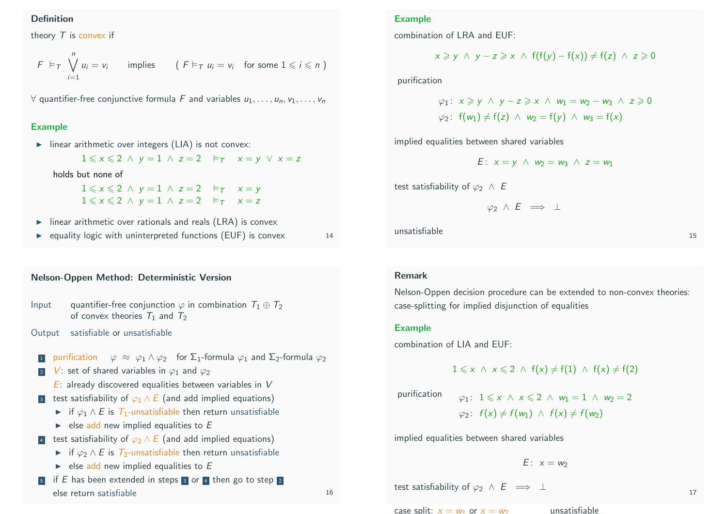### Definition

theory $T$ is convex if

$$F \vDash_T \bigvee_{i=1}^{n} u_i = v_i \qquad \text{implies} \qquad (\ F \vDash_T u_i = v_i \quad \text{for some } 1 \leqslant i \leqslant n\ )$$

$\forall$ quantifier-free conjunctive formula $F$ and variables $u_1, \ldots, u_n, v_1, \ldots, v_n$

### Example

- linear arithmetic over integers (LIA) is not convex:

  $$1 \leqslant x \leqslant 2 \ \wedge\ y = 1 \ \wedge\ z = 2 \quad \vDash_T \quad x = y \ \vee\ x = z$$

  holds but none of

  $$1 \leqslant x \leqslant 2 \ \wedge\ y = 1 \ \wedge\ z = 2 \quad \vDash_T \quad x = y$$
  $$1 \leqslant x \leqslant 2 \ \wedge\ y = 1 \ \wedge\ z = 2 \quad \vDash_T \quad x = z$$

- linear arithmetic over rationals and reals (LRA) is convex
- equality logic with uninterpreted functions (EUF) is convex

### Example

combination of LRA and EUF:

$$x \geqslant y \ \wedge\ y - z \geqslant x \ \wedge\ \mathsf{f}(\mathsf{f}(y) - \mathsf{f}(x)) \neq \mathsf{f}(z) \ \wedge\ z \geqslant 0$$

purification

$$\varphi_1: \ x \geqslant y \ \wedge\ y - z \geqslant x \ \wedge\ w_1 = w_2 - w_3 \ \wedge\ z \geqslant 0$$
$$\varphi_2: \ \mathsf{f}(w_1) \neq \mathsf{f}(z) \ \wedge\ w_2 = \mathsf{f}(y) \ \wedge\ w_3 = \mathsf{f}(x)$$

implied equalities between shared variables

$$E: \ x = y \ \wedge\ w_2 = w_3 \ \wedge\ z = w_1$$

test satisfiability of $\varphi_2 \ \wedge\ E$

$$\varphi_2 \ \wedge\ E \ \implies\ \bot$$

unsatisfiable

### Nelson-Oppen Method: Deterministic Version

**Input** quantifier-free conjunction $\varphi$ in combination $T_1 \oplus T_2$ of convex theories $T_1$ and $T_2$

**Output** satisfiable or unsatisfiable

1. purification $\quad \varphi \ \approx\ \varphi_1 \wedge \varphi_2 \quad$ for $\Sigma_1$-formula $\varphi_1$ and $\Sigma_2$-formula $\varphi_2$
2. $V$: set of shared variables in $\varphi_1$ and $\varphi_2$
   $E$: already discovered equalities between variables in $V$
3. test satisfiability of $\varphi_1 \wedge E$ (and add implied equations)
   - if $\varphi_1 \wedge E$ is $T_1$-unsatisfiable then return unsatisfiable
   - else add new implied equalities to $E$
4. test satisfiability of $\varphi_2 \wedge E$ (and add implied equations)
   - if $\varphi_2 \wedge E$ is $T_2$-unsatisfiable then return unsatisfiable
   - else add new implied equalities to $E$
5. if $E$ has been extended in steps 3 or 4 then go to step 2
   else return satisfiable

### Remark

Nelson-Oppen decision procedure can be extended to non-convex theories: case-splitting for implied disjunction of equalities

### Example

combination of LIA and EUF:

$$1 \leqslant x \ \wedge\ x \leqslant 2 \ \wedge\ \mathsf{f}(x) \neq \mathsf{f}(1) \ \wedge\ \mathsf{f}(x) \neq \mathsf{f}(2)$$

purification

$$\varphi_1: \ 1 \leqslant x \ \wedge\ x \leqslant 2 \ \wedge\ w_1 = 1 \ \wedge\ w_2 = 2$$
$$\varphi_2: \ f(x) \neq f(w_1) \ \wedge\ f(x) \neq f(w_2)$$

implied equalities between shared variables

$$E: \ x = w_2$$

test satisfiability of $\varphi_2 \ \wedge\ E \ \implies\ \bot$

case split: $x = w_1$ or $x = w_2$ unsatisfiable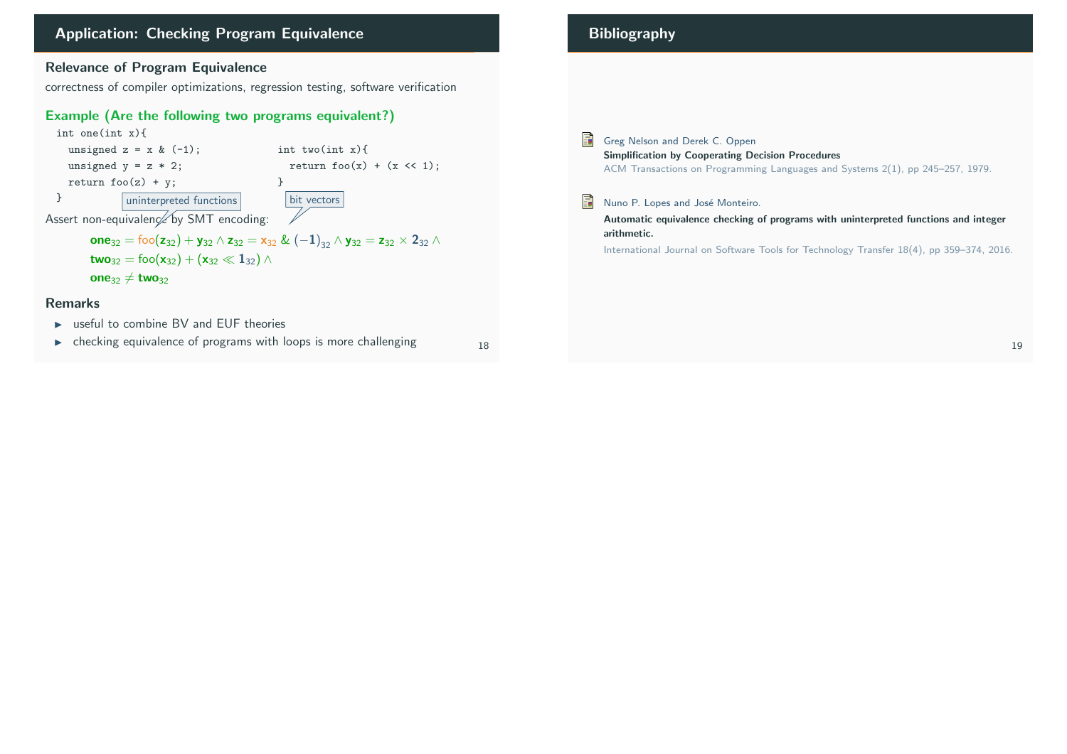## Application: Checking Program Equivalence

### Relevance of Program Equivalence

correctness of compiler optimizations, regression testing, software verification

**Example (Are the following two programs equivalent?)**

```
int one(int x){
  unsigned z = x & (-1);
  unsigned y = z * 2;
  return foo(z) + y;
}
```

```
int two(int x){
  return foo(x) + (x << 1);
}
```

uninterpreted functions

bit vectors

Assert non-equivalence by SMT encoding:

$$\mathbf{one}_{32} = \text{foo}(\mathbf{z}_{32}) + \mathbf{y}_{32} \land \mathbf{z}_{32} = \mathbf{x}_{32} \,\&\, (-\mathbf{1})_{32} \land \mathbf{y}_{32} = \mathbf{z}_{32} \times \mathbf{2}_{32} \land$$
$$\mathbf{two}_{32} = \text{foo}(\mathbf{x}_{32}) + (\mathbf{x}_{32} \ll \mathbf{1}_{32}) \land$$
$$\mathbf{one}_{32} \neq \mathbf{two}_{32}$$

### Remarks

- useful to combine BV and EUF theories
- checking equivalence of programs with loops is more challenging

## Bibliography

- Greg Nelson and Derek C. Oppen
  **Simplification by Cooperating Decision Procedures**
  ACM Transactions on Programming Languages and Systems 2(1), pp 245–257, 1979.

- Nuno P. Lopes and José Monteiro.
  **Automatic equivalence checking of programs with uninterpreted functions and integer arithmetic.**
  International Journal on Software Tools for Technology Transfer 18(4), pp 359–374, 2016.